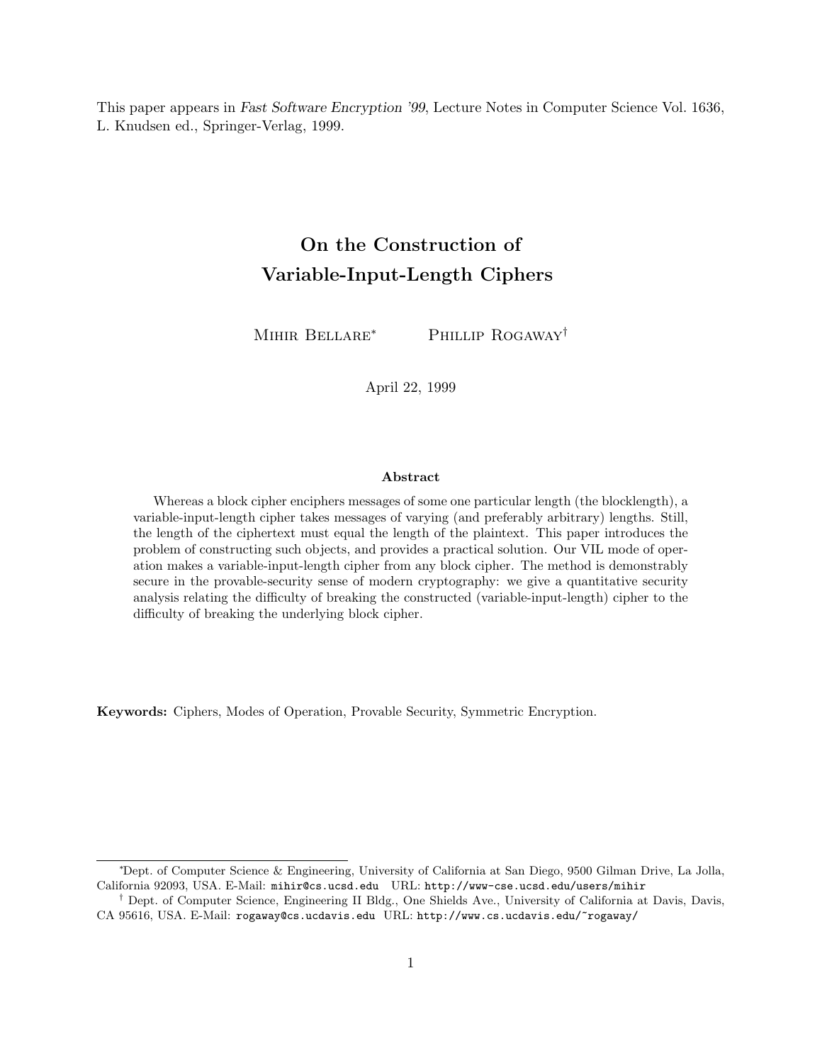This paper appears in *Fast Software Encryption '99*, Lecture Notes in Computer Science Vol. 1636, L. Knudsen ed., Springer-Verlag, 1999.

# On the Construction of Variable-Input-Length Ciphers

Mihir Bellare[*] Phillip Rogaway[†]

April 22, 1999

### Abstract

Whereas a block cipher enciphers messages of some one particular length (the blocklength), a variable-input-length cipher takes messages of varying (and preferably arbitrary) lengths. Still, the length of the ciphertext must equal the length of the plaintext. This paper introduces the problem of constructing such objects, and provides a practical solution. Our VIL mode of operation makes a variable-input-length cipher from any block cipher. The method is demonstrably secure in the provable-security sense of modern cryptography: we give a quantitative security analysis relating the difficulty of breaking the constructed (variable-input-length) cipher to the difficulty of breaking the underlying block cipher.

**Keywords:** Ciphers, Modes of Operation, Provable Security, Symmetric Encryption.

---

[*]Dept. of Computer Science & Engineering, University of California at San Diego, 9500 Gilman Drive, La Jolla, California 92093, USA. E-Mail: `mihir@cs.ucsd.edu` URL: `http://www-cse.ucsd.edu/users/mihir`

[†] Dept. of Computer Science, Engineering II Bldg., One Shields Ave., University of California at Davis, Davis, CA 95616, USA. E-Mail: `rogaway@cs.ucdavis.edu` URL: `http://www.cs.ucdavis.edu/~rogaway/`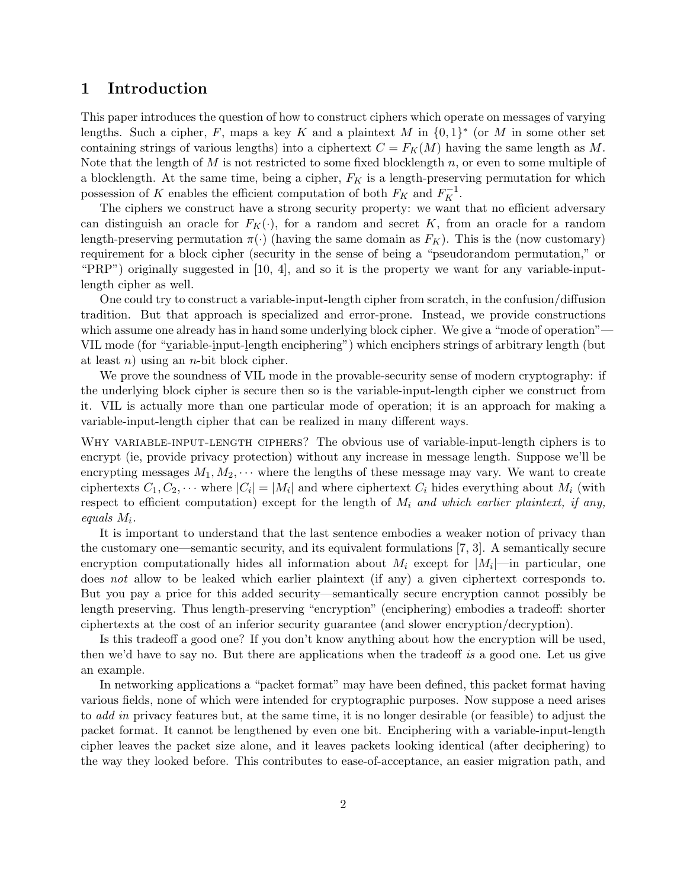# 1 Introduction

This paper introduces the question of how to construct ciphers which operate on messages of varying lengths. Such a cipher, $F$, maps a key $K$ and a plaintext $M$ in $\{0,1\}^*$ (or $M$ in some other set containing strings of various lengths) into a ciphertext $C = F_K(M)$ having the same length as $M$. Note that the length of $M$ is not restricted to some fixed blocklength $n$, or even to some multiple of a blocklength. At the same time, being a cipher, $F_K$ is a length-preserving permutation for which possession of $K$ enables the efficient computation of both $F_K$ and $F_K^{-1}$.

The ciphers we construct have a strong security property: we want that no efficient adversary can distinguish an oracle for $F_K(\cdot)$, for a random and secret $K$, from an oracle for a random length-preserving permutation $\pi(\cdot)$ (having the same domain as $F_K$). This is the (now customary) requirement for a block cipher (security in the sense of being a "pseudorandom permutation," or "PRP") originally suggested in [10, 4], and so it is the property we want for any variable-input-length cipher as well.

One could try to construct a variable-input-length cipher from scratch, in the confusion/diffusion tradition. But that approach is specialized and error-prone. Instead, we provide constructions which assume one already has in hand some underlying block cipher. We give a "mode of operation"—VIL mode (for "variable-input-length enciphering") which enciphers strings of arbitrary length (but at least $n$) using an $n$-bit block cipher.

We prove the soundness of VIL mode in the provable-security sense of modern cryptography: if the underlying block cipher is secure then so is the variable-input-length cipher we construct from it. VIL is actually more than one particular mode of operation; it is an approach for making a variable-input-length cipher that can be realized in many different ways.

Why variable-input-length ciphers? The obvious use of variable-input-length ciphers is to encrypt (ie, provide privacy protection) without any increase in message length. Suppose we'll be encrypting messages $M_1, M_2, \cdots$ where the lengths of these message may vary. We want to create ciphertexts $C_1, C_2, \cdots$ where $|C_i| = |M_i|$ and where ciphertext $C_i$ hides everything about $M_i$ (with respect to efficient computation) except for the length of $M_i$ *and which earlier plaintext, if any, equals* $M_i$.

It is important to understand that the last sentence embodies a weaker notion of privacy than the customary one—semantic security, and its equivalent formulations [7, 3]. A semantically secure encryption computationally hides all information about $M_i$ except for $|M_i|$—in particular, one does *not* allow to be leaked which earlier plaintext (if any) a given ciphertext corresponds to. But you pay a price for this added security—semantically secure encryption cannot possibly be length preserving. Thus length-preserving "encryption" (enciphering) embodies a tradeoff: shorter ciphertexts at the cost of an inferior security guarantee (and slower encryption/decryption).

Is this tradeoff a good one? If you don't know anything about how the encryption will be used, then we'd have to say no. But there are applications when the tradeoff *is* a good one. Let us give an example.

In networking applications a "packet format" may have been defined, this packet format having various fields, none of which were intended for cryptographic purposes. Now suppose a need arises to *add in* privacy features but, at the same time, it is no longer desirable (or feasible) to adjust the packet format. It cannot be lengthened by even one bit. Enciphering with a variable-input-length cipher leaves the packet size alone, and it leaves packets looking identical (after deciphering) to the way they looked before. This contributes to ease-of-acceptance, an easier migration path, and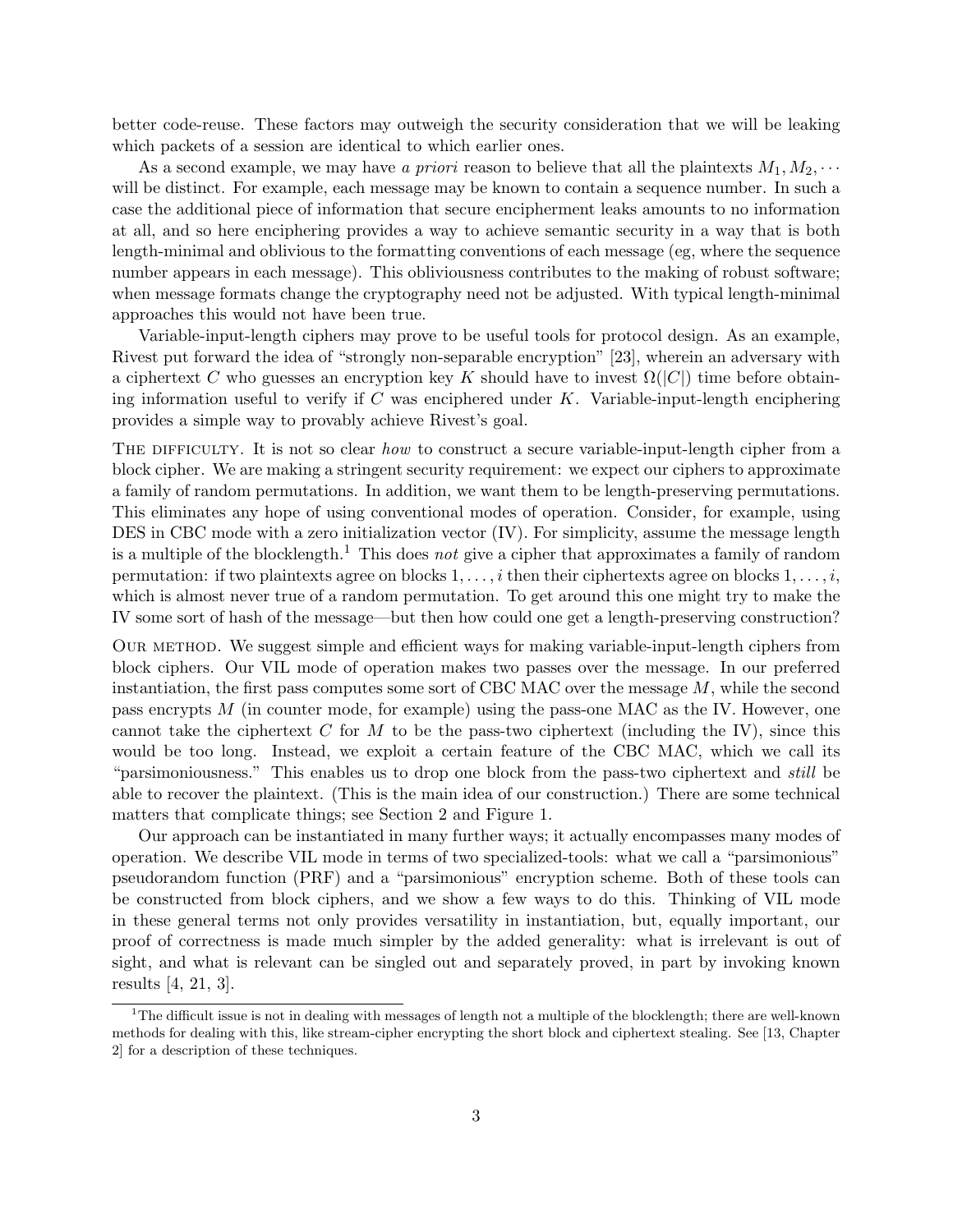better code-reuse. These factors may outweigh the security consideration that we will be leaking which packets of a session are identical to which earlier ones.

As a second example, we may have *a priori* reason to believe that all the plaintexts $M_1, M_2, \cdots$ will be distinct. For example, each message may be known to contain a sequence number. In such a case the additional piece of information that secure encipherment leaks amounts to no information at all, and so here enciphering provides a way to achieve semantic security in a way that is both length-minimal and oblivious to the formatting conventions of each message (eg, where the sequence number appears in each message). This obliviousness contributes to the making of robust software; when message formats change the cryptography need not be adjusted. With typical length-minimal approaches this would not have been true.

Variable-input-length ciphers may prove to be useful tools for protocol design. As an example, Rivest put forward the idea of "strongly non-separable encryption" [23], wherein an adversary with a ciphertext $C$ who guesses an encryption key $K$ should have to invest $\Omega(|C|)$ time before obtaining information useful to verify if $C$ was enciphered under $K$. Variable-input-length enciphering provides a simple way to provably achieve Rivest's goal.

THE DIFFICULTY. It is not so clear *how* to construct a secure variable-input-length cipher from a block cipher. We are making a stringent security requirement: we expect our ciphers to approximate a family of random permutations. In addition, we want them to be length-preserving permutations. This eliminates any hope of using conventional modes of operation. Consider, for example, using DES in CBC mode with a zero initialization vector (IV). For simplicity, assume the message length is a multiple of the blocklength.[1] This does *not* give a cipher that approximates a family of random permutation: if two plaintexts agree on blocks $1, \ldots, i$ then their ciphertexts agree on blocks $1, \ldots, i$, which is almost never true of a random permutation. To get around this one might try to make the IV some sort of hash of the message—but then how could one get a length-preserving construction?

OUR METHOD. We suggest simple and efficient ways for making variable-input-length ciphers from block ciphers. Our VIL mode of operation makes two passes over the message. In our preferred instantiation, the first pass computes some sort of CBC MAC over the message $M$, while the second pass encrypts $M$ (in counter mode, for example) using the pass-one MAC as the IV. However, one cannot take the ciphertext $C$ for $M$ to be the pass-two ciphertext (including the IV), since this would be too long. Instead, we exploit a certain feature of the CBC MAC, which we call its "parsimoniousness." This enables us to drop one block from the pass-two ciphertext and *still* be able to recover the plaintext. (This is the main idea of our construction.) There are some technical matters that complicate things; see Section 2 and Figure 1.

Our approach can be instantiated in many further ways; it actually encompasses many modes of operation. We describe VIL mode in terms of two specialized-tools: what we call a "parsimonious" pseudorandom function (PRF) and a "parsimonious" encryption scheme. Both of these tools can be constructed from block ciphers, and we show a few ways to do this. Thinking of VIL mode in these general terms not only provides versatility in instantiation, but, equally important, our proof of correctness is made much simpler by the added generality: what is irrelevant is out of sight, and what is relevant can be singled out and separately proved, in part by invoking known results [4, 21, 3].

[1] The difficult issue is not in dealing with messages of length not a multiple of the blocklength; there are well-known methods for dealing with this, like stream-cipher encrypting the short block and ciphertext stealing. See [13, Chapter 2] for a description of these techniques.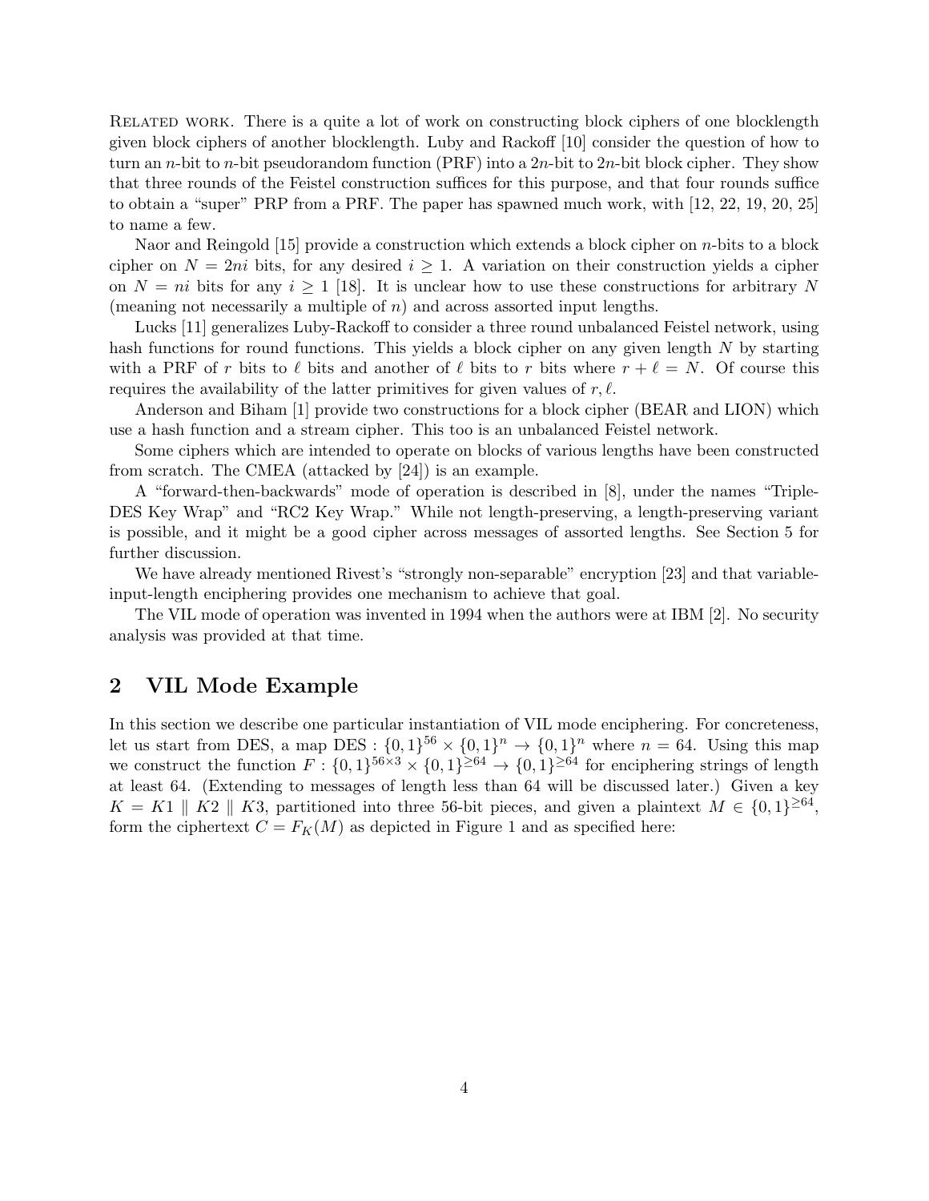Related work. There is a quite a lot of work on constructing block ciphers of one blocklength given block ciphers of another blocklength. Luby and Rackoff [10] consider the question of how to turn an $n$-bit to $n$-bit pseudorandom function (PRF) into a $2n$-bit to $2n$-bit block cipher. They show that three rounds of the Feistel construction suffices for this purpose, and that four rounds suffice to obtain a "super" PRP from a PRF. The paper has spawned much work, with [12, 22, 19, 20, 25] to name a few.

Naor and Reingold [15] provide a construction which extends a block cipher on $n$-bits to a block cipher on $N = 2ni$ bits, for any desired $i \geq 1$. A variation on their construction yields a cipher on $N = ni$ bits for any $i \geq 1$ [18]. It is unclear how to use these constructions for arbitrary $N$ (meaning not necessarily a multiple of $n$) and across assorted input lengths.

Lucks [11] generalizes Luby-Rackoff to consider a three round unbalanced Feistel network, using hash functions for round functions. This yields a block cipher on any given length $N$ by starting with a PRF of $r$ bits to $\ell$ bits and another of $\ell$ bits to $r$ bits where $r + \ell = N$. Of course this requires the availability of the latter primitives for given values of $r, \ell$.

Anderson and Biham [1] provide two constructions for a block cipher (BEAR and LION) which use a hash function and a stream cipher. This too is an unbalanced Feistel network.

Some ciphers which are intended to operate on blocks of various lengths have been constructed from scratch. The CMEA (attacked by [24]) is an example.

A "forward-then-backwards" mode of operation is described in [8], under the names "Triple-DES Key Wrap" and "RC2 Key Wrap." While not length-preserving, a length-preserving variant is possible, and it might be a good cipher across messages of assorted lengths. See Section 5 for further discussion.

We have already mentioned Rivest's "strongly non-separable" encryption [23] and that variable-input-length enciphering provides one mechanism to achieve that goal.

The VIL mode of operation was invented in 1994 when the authors were at IBM [2]. No security analysis was provided at that time.

## 2 VIL Mode Example

In this section we describe one particular instantiation of VIL mode enciphering. For concreteness, let us start from DES, a map $\mathrm{DES} : \{0,1\}^{56} \times \{0,1\}^n \rightarrow \{0,1\}^n$ where $n = 64$. Using this map we construct the function $F : \{0,1\}^{56 \times 3} \times \{0,1\}^{\geq 64} \rightarrow \{0,1\}^{\geq 64}$ for enciphering strings of length at least 64. (Extending to messages of length less than 64 will be discussed later.) Given a key $K = K1 \parallel K2 \parallel K3$, partitioned into three 56-bit pieces, and given a plaintext $M \in \{0,1\}^{\geq 64}$, form the ciphertext $C = F_K(M)$ as depicted in Figure 1 and as specified here: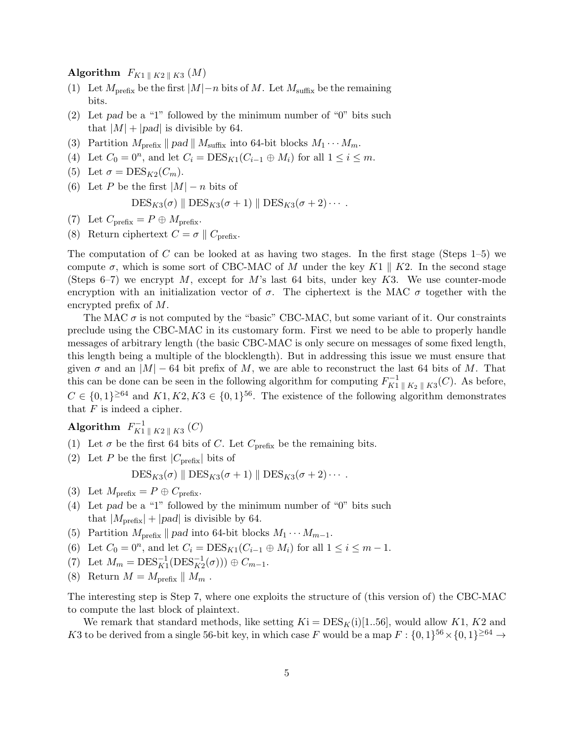**Algorithm** $F_{K1 \,\|\, K2 \,\|\, K3}\,(M)$

(1) Let $M_{\text{prefix}}$ be the first $|M|-n$ bits of $M$. Let $M_{\text{suffix}}$ be the remaining bits.

(2) Let *pad* be a "1" followed by the minimum number of "0" bits such that $|M| + |pad|$ is divisible by 64.

(3) Partition $M_{\text{prefix}} \,\|\, pad \,\|\, M_{\text{suffix}}$ into 64-bit blocks $M_1 \cdots M_m$.

(4) Let $C_0 = 0^n$, and let $C_i = \text{DES}_{K1}(C_{i-1} \oplus M_i)$ for all $1 \le i \le m$.

(5) Let $\sigma = \text{DES}_{K2}(C_m)$.

(6) Let $P$ be the first $|M| - n$ bits of

$$\text{DES}_{K3}(\sigma) \,\|\, \text{DES}_{K3}(\sigma + 1) \,\|\, \text{DES}_{K3}(\sigma + 2) \cdots .$$

(7) Let $C_{\text{prefix}} = P \oplus M_{\text{prefix}}$.

(8) Return ciphertext $C = \sigma \,\|\, C_{\text{prefix}}$.

The computation of $C$ can be looked at as having two stages. In the first stage (Steps 1–5) we compute $\sigma$, which is some sort of CBC-MAC of $M$ under the key $K1 \,\|\, K2$. In the second stage (Steps 6–7) we encrypt $M$, except for $M$'s last 64 bits, under key $K3$. We use counter-mode encryption with an initialization vector of $\sigma$. The ciphertext is the MAC $\sigma$ together with the encrypted prefix of $M$.

The MAC $\sigma$ is not computed by the "basic" CBC-MAC, but some variant of it. Our constraints preclude using the CBC-MAC in its customary form. First we need to be able to properly handle messages of arbitrary length (the basic CBC-MAC is only secure on messages of some fixed length, this length being a multiple of the blocklength). But in addressing this issue we must ensure that given $\sigma$ and an $|M| - 64$ bit prefix of $M$, we are able to reconstruct the last 64 bits of $M$. That this can be done can be seen in the following algorithm for computing $F^{-1}_{K1 \,\|\, K2 \,\|\, K3}(C)$. As before, $C \in \{0,1\}^{\ge 64}$ and $K1, K2, K3 \in \{0,1\}^{56}$. The existence of the following algorithm demonstrates that $F$ is indeed a cipher.

**Algorithm** $F^{-1}_{K1 \,\|\, K2 \,\|\, K3}\,(C)$

(1) Let $\sigma$ be the first 64 bits of $C$. Let $C_{\text{prefix}}$ be the remaining bits.

(2) Let $P$ be the first $|C_{\text{prefix}}|$ bits of

$$\text{DES}_{K3}(\sigma) \,\|\, \text{DES}_{K3}(\sigma + 1) \,\|\, \text{DES}_{K3}(\sigma + 2) \cdots .$$

(3) Let $M_{\text{prefix}} = P \oplus C_{\text{prefix}}$.

(4) Let *pad* be a "1" followed by the minimum number of "0" bits such that $|M_{\text{prefix}}| + |pad|$ is divisible by 64.

(5) Partition $M_{\text{prefix}} \,\|\, pad$ into 64-bit blocks $M_1 \cdots M_{m-1}$.

(6) Let $C_0 = 0^n$, and let $C_i = \text{DES}_{K1}(C_{i-1} \oplus M_i)$ for all $1 \le i \le m-1$.

(7) Let $M_m = \text{DES}^{-1}_{K1}(\text{DES}^{-1}_{K2}(\sigma)) \oplus C_{m-1}$.

(8) Return $M = M_{\text{prefix}} \,\|\, M_m$ .

The interesting step is Step 7, where one exploits the structure of (this version of) the CBC-MAC to compute the last block of plaintext.

We remark that standard methods, like setting $K\text{i} = \text{DES}_K(\text{i})[1..56]$, would allow $K1$, $K2$ and $K3$ to be derived from a single 56-bit key, in which case $F$ would be a map $F : \{0,1\}^{56} \times \{0,1\}^{\ge 64} \to$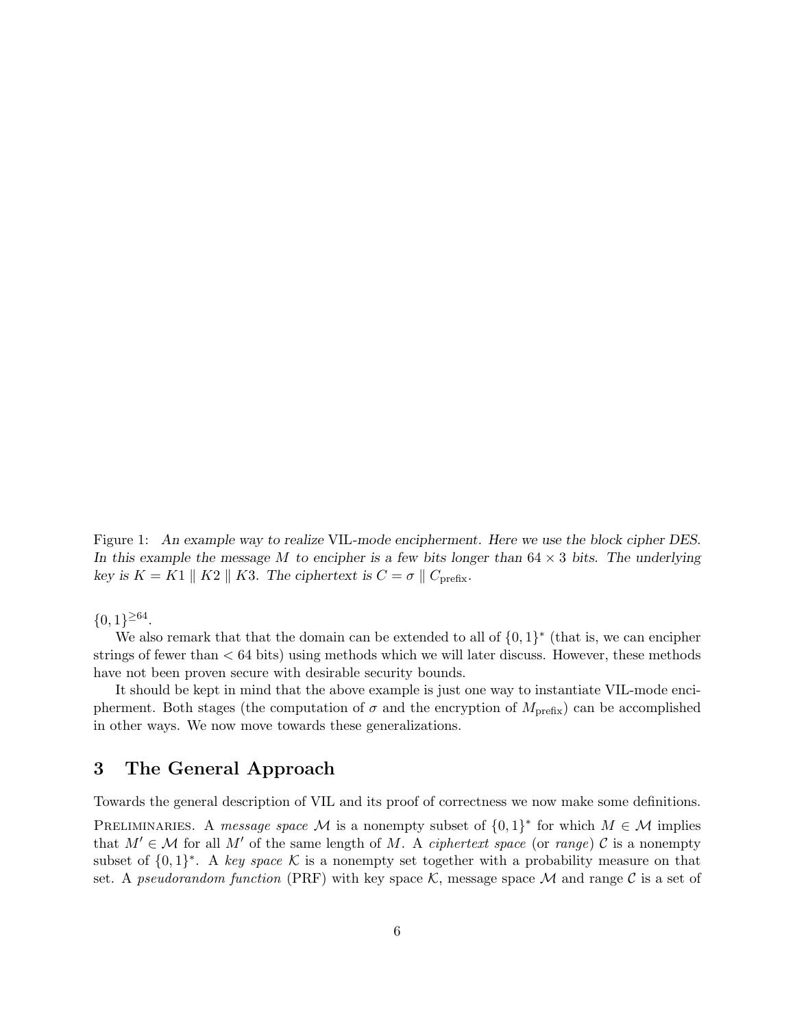Figure 1: *An example way to realize* VIL*-mode encipherment. Here we use the block cipher DES. In this example the message $M$ to encipher is a few bits longer than $64 \times 3$ bits. The underlying key is $K = K1 \parallel K2 \parallel K3$. The ciphertext is $C = \sigma \parallel C_{\text{prefix}}$.*

$\{0,1\}^{\geq 64}$.

We also remark that that the domain can be extended to all of $\{0,1\}^*$ (that is, we can encipher strings of fewer than $< 64$ bits) using methods which we will later discuss. However, these methods have not been proven secure with desirable security bounds.

It should be kept in mind that the above example is just one way to instantiate VIL-mode encipherment. Both stages (the computation of $\sigma$ and the encryption of $M_{\text{prefix}}$) can be accomplished in other ways. We now move towards these generalizations.

# 3 The General Approach

Towards the general description of VIL and its proof of correctness we now make some definitions.

Preliminaries. A *message space* $\mathcal{M}$ is a nonempty subset of $\{0,1\}^*$ for which $M \in \mathcal{M}$ implies that $M' \in \mathcal{M}$ for all $M'$ of the same length of $M$. A *ciphertext space* (or *range*) $\mathcal{C}$ is a nonempty subset of $\{0,1\}^*$. A *key space* $\mathcal{K}$ is a nonempty set together with a probability measure on that set. A *pseudorandom function* (PRF) with key space $\mathcal{K}$, message space $\mathcal{M}$ and range $\mathcal{C}$ is a set of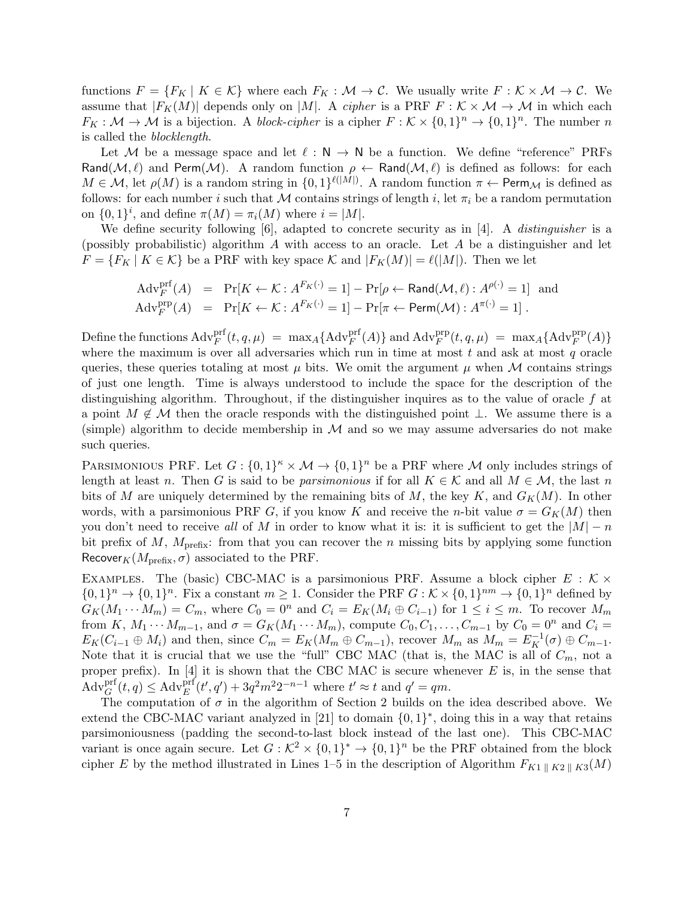functions $F = \{F_K \mid K \in \mathcal{K}\}$ where each $F_K : \mathcal{M} \to \mathcal{C}$. We usually write $F : \mathcal{K} \times \mathcal{M} \to \mathcal{C}$. We assume that $|F_K(M)|$ depends only on $|M|$. A *cipher* is a PRF $F : \mathcal{K} \times \mathcal{M} \to \mathcal{M}$ in which each $F_K : \mathcal{M} \to \mathcal{M}$ is a bijection. A *block-cipher* is a cipher $F : \mathcal{K} \times \{0,1\}^n \to \{0,1\}^n$. The number $n$ is called the *blocklength*.

Let $\mathcal{M}$ be a message space and let $\ell : \mathsf{N} \to \mathsf{N}$ be a function. We define "reference" PRFs $\mathsf{Rand}(\mathcal{M}, \ell)$ and $\mathsf{Perm}(\mathcal{M})$. A random function $\rho \leftarrow \mathsf{Rand}(\mathcal{M}, \ell)$ is defined as follows: for each $M \in \mathcal{M}$, let $\rho(M)$ is a random string in $\{0,1\}^{\ell(|M|)}$. A random function $\pi \leftarrow \mathsf{Perm}_{\mathcal{M}}$ is defined as follows: for each number $i$ such that $\mathcal{M}$ contains strings of length $i$, let $\pi_i$ be a random permutation on $\{0,1\}^i$, and define $\pi(M) = \pi_i(M)$ where $i = |M|$.

We define security following [6], adapted to concrete security as in [4]. A *distinguisher* is a (possibly probabilistic) algorithm $A$ with access to an oracle. Let $A$ be a distinguisher and let $F = \{F_K \mid K \in \mathcal{K}\}$ be a PRF with key space $\mathcal{K}$ and $|F_K(M)| = \ell(|M|)$. Then we let

$$
\begin{aligned}
\mathrm{Adv}_F^{\mathrm{prf}}(A) &= \Pr[K \leftarrow \mathcal{K} : A^{F_K(\cdot)} = 1] - \Pr[\rho \leftarrow \mathsf{Rand}(\mathcal{M}, \ell) : A^{\rho(\cdot)} = 1] \quad \text{and} \\
\mathrm{Adv}_F^{\mathrm{prp}}(A) &= \Pr[K \leftarrow \mathcal{K} : A^{F_K(\cdot)} = 1] - \Pr[\pi \leftarrow \mathsf{Perm}(\mathcal{M}) : A^{\pi(\cdot)} = 1] \; .
\end{aligned}
$$

Define the functions $\mathrm{Adv}_F^{\mathrm{prf}}(t, q, \mu) = \max_A\{\mathrm{Adv}_F^{\mathrm{prf}}(A)\}$ and $\mathrm{Adv}_F^{\mathrm{prp}}(t, q, \mu) = \max_A\{\mathrm{Adv}_F^{\mathrm{prp}}(A)\}$ where the maximum is over all adversaries which run in time at most $t$ and ask at most $q$ oracle queries, these queries totaling at most $\mu$ bits. We omit the argument $\mu$ when $\mathcal{M}$ contains strings of just one length. Time is always understood to include the space for the description of the distinguishing algorithm. Throughout, if the distinguisher inquires as to the value of oracle $f$ at a point $M \notin \mathcal{M}$ then the oracle responds with the distinguished point $\perp$. We assume there is a (simple) algorithm to decide membership in $\mathcal{M}$ and so we may assume adversaries do not make such queries.

Parsimonious PRF. Let $G : \{0,1\}^\kappa \times \mathcal{M} \to \{0,1\}^n$ be a PRF where $\mathcal{M}$ only includes strings of length at least $n$. Then $G$ is said to be *parsimonious* if for all $K \in \mathcal{K}$ and all $M \in \mathcal{M}$, the last $n$ bits of $M$ are uniquely determined by the remaining bits of $M$, the key $K$, and $G_K(M)$. In other words, with a parsimonious PRF $G$, if you know $K$ and receive the $n$-bit value $\sigma = G_K(M)$ then you don't need to receive *all* of $M$ in order to know what it is: it is sufficient to get the $|M| - n$ bit prefix of $M$, $M_{\text{prefix}}$: from that you can recover the $n$ missing bits by applying some function $\mathsf{Recover}_K(M_{\text{prefix}}, \sigma)$ associated to the PRF.

Examples. The (basic) CBC-MAC is a parsimonious PRF. Assume a block cipher $E : \mathcal{K} \times \{0,1\}^n \to \{0,1\}^n$. Fix a constant $m \geq 1$. Consider the PRF $G : \mathcal{K} \times \{0,1\}^{nm} \to \{0,1\}^n$ defined by $G_K(M_1 \cdots M_m) = C_m$, where $C_0 = 0^n$ and $C_i = E_K(M_i \oplus C_{i-1})$ for $1 \leq i \leq m$. To recover $M_m$ from $K$, $M_1 \cdots M_{m-1}$, and $\sigma = G_K(M_1 \cdots M_m)$, compute $C_0, C_1, \ldots, C_{m-1}$ by $C_0 = 0^n$ and $C_i = E_K(C_{i-1} \oplus M_i)$ and then, since $C_m = E_K(M_m \oplus C_{m-1})$, recover $M_m$ as $M_m = E_K^{-1}(\sigma) \oplus C_{m-1}$. Note that it is crucial that we use the "full" CBC MAC (that is, the MAC is all of $C_m$, not a proper prefix). In [4] it is shown that the CBC MAC is secure whenever $E$ is, in the sense that $\mathrm{Adv}_G^{\mathrm{prf}}(t, q) \leq \mathrm{Adv}_E^{\mathrm{prf}}(t', q') + 3q^2m^22^{-n-1}$ where $t' \approx t$ and $q' = qm$.

The computation of $\sigma$ in the algorithm of Section 2 builds on the idea described above. We extend the CBC-MAC variant analyzed in [21] to domain $\{0,1\}^*$, doing this in a way that retains parsimoniousness (padding the second-to-last block instead of the last one). This CBC-MAC variant is once again secure. Let $G : \mathcal{K}^2 \times \{0,1\}^* \to \{0,1\}^n$ be the PRF obtained from the block cipher $E$ by the method illustrated in Lines 1–5 in the description of Algorithm $F_{K1 \,\|\, K2 \,\|\, K3}(M)$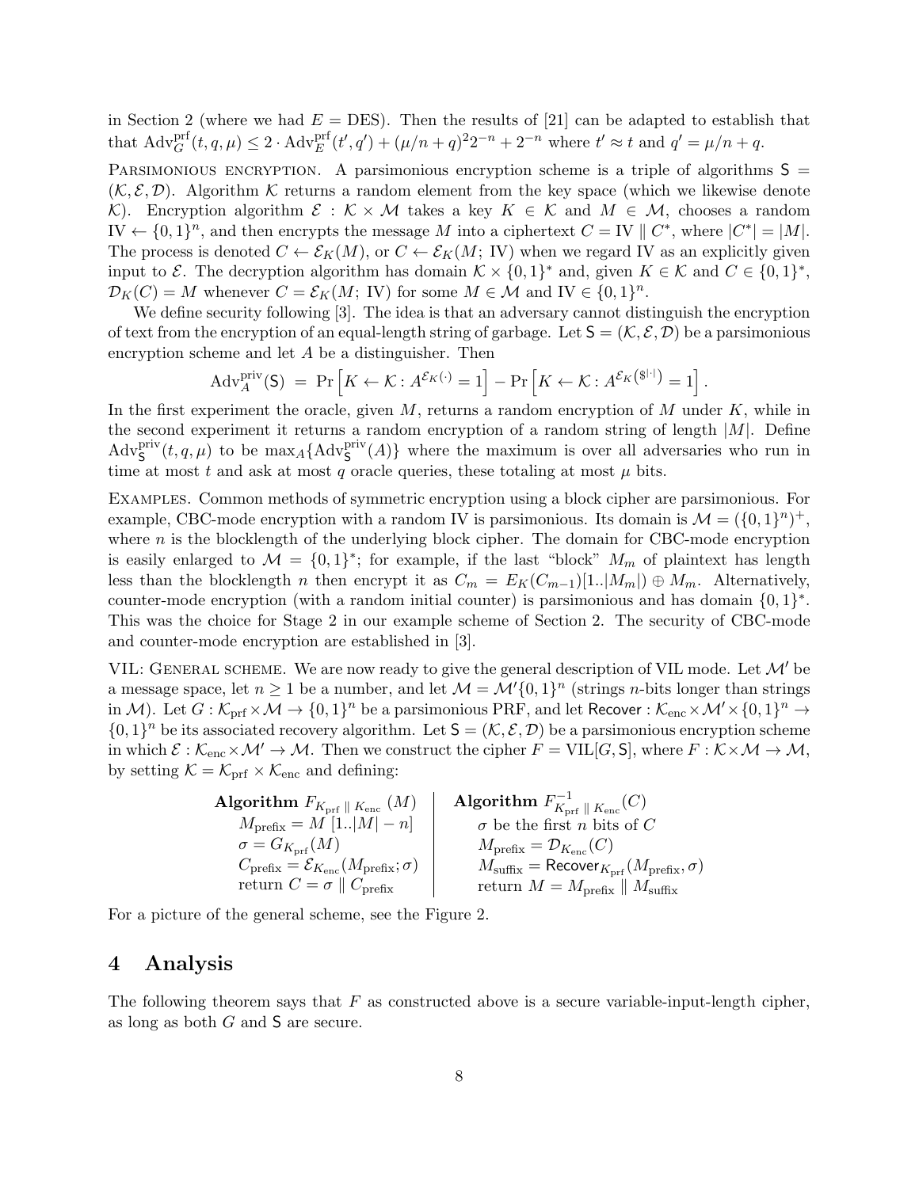in Section 2 (where we had $E = \text{DES}$). Then the results of [21] can be adapted to establish that that $\text{Adv}^{\text{prf}}_G(t, q, \mu) \le 2 \cdot \text{Adv}^{\text{prf}}_E(t', q') + (\mu/n + q)^2 2^{-n} + 2^{-n}$ where $t' \approx t$ and $q' = \mu/n + q$.

Parsimonious encryption. A parsimonious encryption scheme is a triple of algorithms $\mathsf{S} = (\mathcal{K}, \mathcal{E}, \mathcal{D})$. Algorithm $\mathcal{K}$ returns a random element from the key space (which we likewise denote $\mathcal{K}$). Encryption algorithm $\mathcal{E} : \mathcal{K} \times \mathcal{M}$ takes a key $K \in \mathcal{K}$ and $M \in \mathcal{M}$, chooses a random $\text{IV} \leftarrow \{0,1\}^n$, and then encrypts the message $M$ into a ciphertext $C = \text{IV} \parallel C^*$, where $|C^*| = |M|$. The process is denoted $C \leftarrow \mathcal{E}_K(M)$, or $C \leftarrow \mathcal{E}_K(M;\ \text{IV})$ when we regard IV as an explicitly given input to $\mathcal{E}$. The decryption algorithm has domain $\mathcal{K} \times \{0,1\}^*$ and, given $K \in \mathcal{K}$ and $C \in \{0,1\}^*$, $\mathcal{D}_K(C) = M$ whenever $C = \mathcal{E}_K(M;\ \text{IV})$ for some $M \in \mathcal{M}$ and $\text{IV} \in \{0,1\}^n$.

We define security following [3]. The idea is that an adversary cannot distinguish the encryption of text from the encryption of an equal-length string of garbage. Let $\mathsf{S} = (\mathcal{K}, \mathcal{E}, \mathcal{D})$ be a parsimonious encryption scheme and let $A$ be a distinguisher. Then

$$\text{Adv}^{\text{priv}}_A(\mathsf{S}) \;=\; \Pr\left[K \leftarrow \mathcal{K} : A^{\mathcal{E}_K(\cdot)} = 1\right] - \Pr\left[K \leftarrow \mathcal{K} : A^{\mathcal{E}_K(\$^{|\cdot|})} = 1\right].$$

In the first experiment the oracle, given $M$, returns a random encryption of $M$ under $K$, while in the second experiment it returns a random encryption of a random string of length $|M|$. Define $\text{Adv}^{\text{priv}}_{\mathsf{S}}(t, q, \mu)$ to be $\max_A\{\text{Adv}^{\text{priv}}_{\mathsf{S}}(A)\}$ where the maximum is over all adversaries who run in time at most $t$ and ask at most $q$ oracle queries, these totaling at most $\mu$ bits.

Examples. Common methods of symmetric encryption using a block cipher are parsimonious. For example, CBC-mode encryption with a random IV is parsimonious. Its domain is $\mathcal{M} = (\{0,1\}^n)^+$, where $n$ is the blocklength of the underlying block cipher. The domain for CBC-mode encryption is easily enlarged to $\mathcal{M} = \{0,1\}^*$; for example, if the last "block" $M_m$ of plaintext has length less than the blocklength $n$ then encrypt it as $C_m = E_K(C_{m-1})[1..|M_m|] \oplus M_m$. Alternatively, counter-mode encryption (with a random initial counter) is parsimonious and has domain $\{0,1\}^*$. This was the choice for Stage 2 in our example scheme of Section 2. The security of CBC-mode and counter-mode encryption are established in [3].

VIL: General scheme. We are now ready to give the general description of VIL mode. Let $\mathcal{M}'$ be a message space, let $n \ge 1$ be a number, and let $\mathcal{M} = \mathcal{M}'\{0,1\}^n$ (strings $n$-bits longer than strings in $\mathcal{M}$). Let $G : \mathcal{K}_{\text{prf}} \times \mathcal{M} \to \{0,1\}^n$ be a parsimonious PRF, and let $\mathsf{Recover} : \mathcal{K}_{\text{enc}} \times \mathcal{M}' \times \{0,1\}^n \to \{0,1\}^n$ be its associated recovery algorithm. Let $\mathsf{S} = (\mathcal{K}, \mathcal{E}, \mathcal{D})$ be a parsimonious encryption scheme in which $\mathcal{E} : \mathcal{K}_{\text{enc}} \times \mathcal{M}' \to \mathcal{M}$. Then we construct the cipher $F = \text{VIL}[G, \mathsf{S}]$, where $F : \mathcal{K} \times \mathcal{M} \to \mathcal{M}$, by setting $\mathcal{K} = \mathcal{K}_{\text{prf}} \times \mathcal{K}_{\text{enc}}$ and defining:

| **Algorithm** $F_{K_{\text{prf}} \parallel K_{\text{enc}}}(M)$ | **Algorithm** $F^{-1}_{K_{\text{prf}} \parallel K_{\text{enc}}}(C)$ |
|---|---|
| $M_{\text{prefix}} = M\,[1..|M| - n]$ | $\sigma$ be the first $n$ bits of $C$ |
| $\sigma = G_{K_{\text{prf}}}(M)$ | $M_{\text{prefix}} = \mathcal{D}_{K_{\text{enc}}}(C)$ |
| $C_{\text{prefix}} = \mathcal{E}_{K_{\text{enc}}}(M_{\text{prefix}}; \sigma)$ | $M_{\text{suffix}} = \mathsf{Recover}_{K_{\text{prf}}}(M_{\text{prefix}}, \sigma)$ |
| return $C = \sigma \parallel C_{\text{prefix}}$ | return $M = M_{\text{prefix}} \parallel M_{\text{suffix}}$ |

For a picture of the general scheme, see the Figure 2.

## 4 Analysis

The following theorem says that $F$ as constructed above is a secure variable-input-length cipher, as long as both $G$ and $\mathsf{S}$ are secure.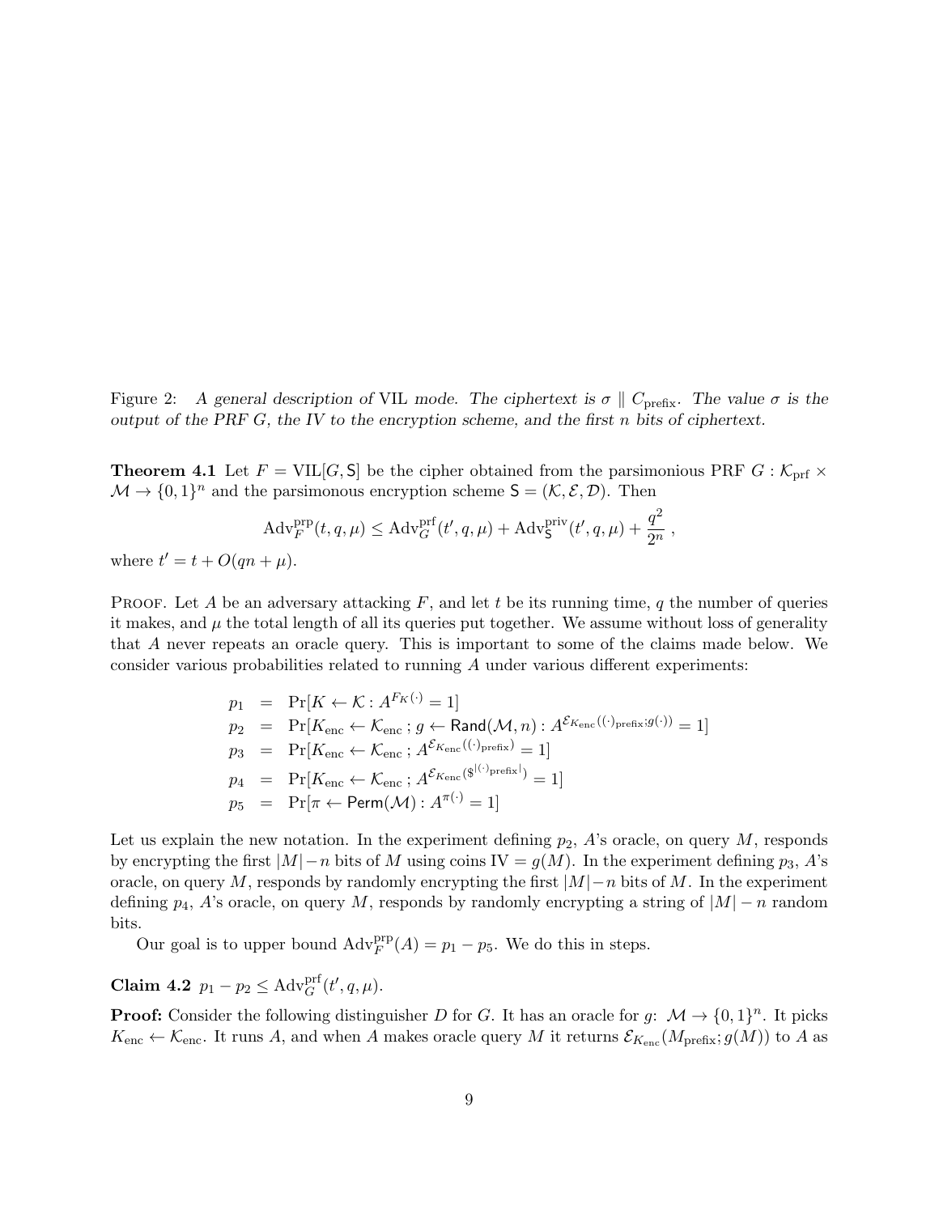Figure 2: *A general description of* VIL *mode. The ciphertext is* $\sigma \parallel C_{\text{prefix}}$*. The value* $\sigma$ *is the output of the PRF* $G$*, the IV to the encryption scheme, and the first* $n$ *bits of ciphertext.*

**Theorem 4.1** Let $F = \text{VIL}[G, \mathsf{S}]$ be the cipher obtained from the parsimonious PRF $G : \mathcal{K}_{\text{prf}} \times \mathcal{M} \to \{0,1\}^n$ and the parsimonous encryption scheme $\mathsf{S} = (\mathcal{K}, \mathcal{E}, \mathcal{D})$. Then

$$\text{Adv}_F^{\text{prp}}(t, q, \mu) \leq \text{Adv}_G^{\text{prf}}(t', q, \mu) + \text{Adv}_{\mathsf{S}}^{\text{priv}}(t', q, \mu) + \frac{q^2}{2^n} ,$$

where $t' = t + O(qn + \mu)$.

Proof. Let $A$ be an adversary attacking $F$, and let $t$ be its running time, $q$ the number of queries it makes, and $\mu$ the total length of all its queries put together. We assume without loss of generality that $A$ never repeats an oracle query. This is important to some of the claims made below. We consider various probabilities related to running $A$ under various different experiments:

$$\begin{aligned}
p_1 &= \Pr[K \leftarrow \mathcal{K} : A^{F_K(\cdot)} = 1] \\
p_2 &= \Pr[K_{\text{enc}} \leftarrow \mathcal{K}_{\text{enc}} \,;\, g \leftarrow \mathsf{Rand}(\mathcal{M}, n) : A^{\mathcal{E}_{K_{\text{enc}}}((\cdot)_{\text{prefix}}; g(\cdot))} = 1] \\
p_3 &= \Pr[K_{\text{enc}} \leftarrow \mathcal{K}_{\text{enc}} \,;\, A^{\mathcal{E}_{K_{\text{enc}}}((\cdot)_{\text{prefix}})} = 1] \\
p_4 &= \Pr[K_{\text{enc}} \leftarrow \mathcal{K}_{\text{enc}} \,;\, A^{\mathcal{E}_{K_{\text{enc}}}(\$^{|(\cdot)_{\text{prefix}}|})} = 1] \\
p_5 &= \Pr[\pi \leftarrow \mathsf{Perm}(\mathcal{M}) : A^{\pi(\cdot)} = 1]
\end{aligned}$$

Let us explain the new notation. In the experiment defining $p_2$, $A$'s oracle, on query $M$, responds by encrypting the first $|M|-n$ bits of $M$ using coins $\text{IV} = g(M)$. In the experiment defining $p_3$, $A$'s oracle, on query $M$, responds by randomly encrypting the first $|M|-n$ bits of $M$. In the experiment defining $p_4$, $A$'s oracle, on query $M$, responds by randomly encrypting a string of $|M| - n$ random bits.

Our goal is to upper bound $\text{Adv}_F^{\text{prp}}(A) = p_1 - p_5$. We do this in steps.

**Claim 4.2** $p_1 - p_2 \leq \text{Adv}_G^{\text{prf}}(t', q, \mu)$.

**Proof:** Consider the following distinguisher $D$ for $G$. It has an oracle for $g$: $\mathcal{M} \to \{0,1\}^n$. It picks $K_{\text{enc}} \leftarrow \mathcal{K}_{\text{enc}}$. It runs $A$, and when $A$ makes oracle query $M$ it returns $\mathcal{E}_{K_{\text{enc}}}(M_{\text{prefix}}; g(M))$ to $A$ as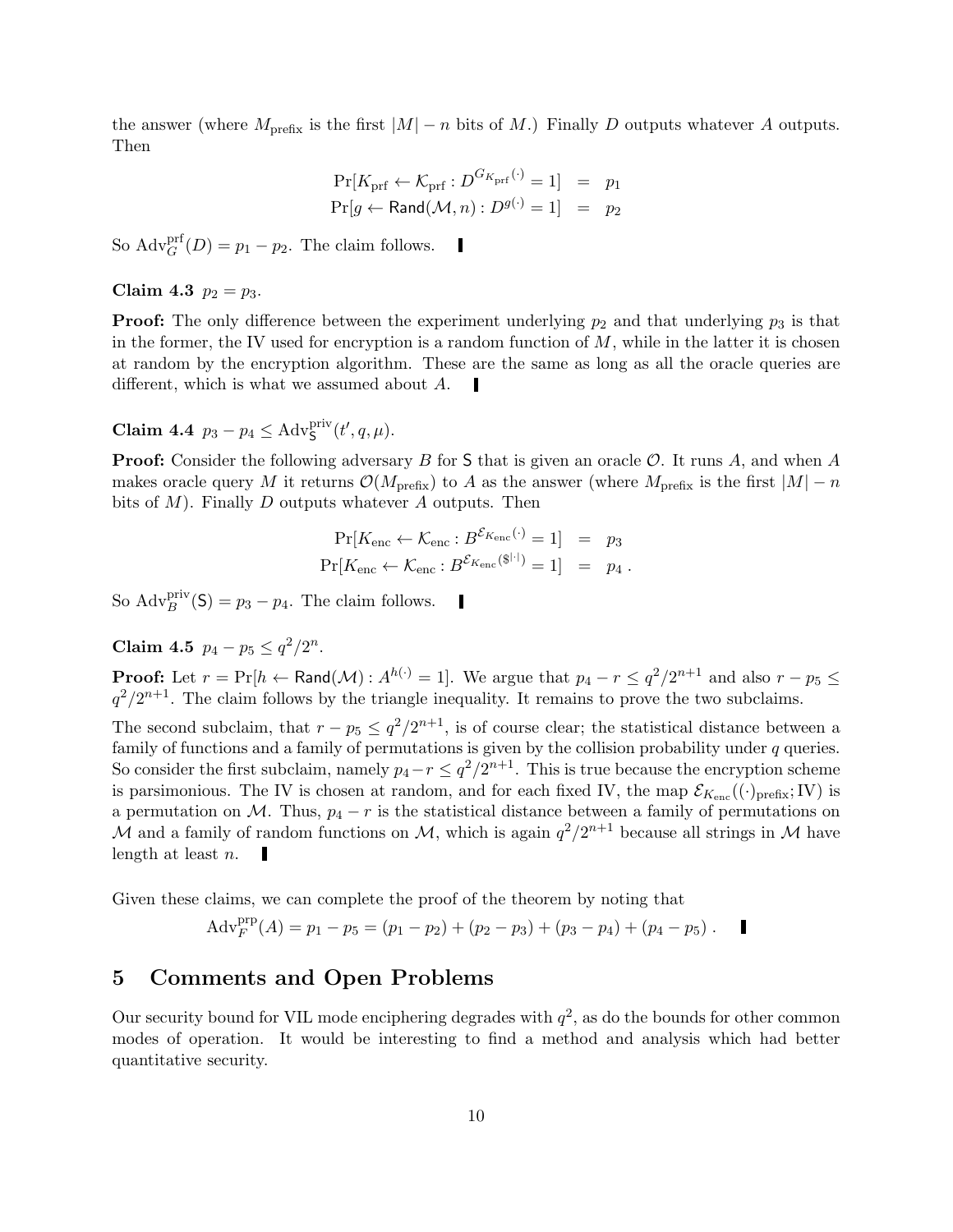the answer (where $M_{\text{prefix}}$ is the first $|M| - n$ bits of $M$.) Finally $D$ outputs whatever $A$ outputs. Then

$$\begin{aligned}
\Pr[K_{\text{prf}} \leftarrow \mathcal{K}_{\text{prf}} : D^{G_{K_{\text{prf}}}(\cdot)} = 1] &= p_1 \\
\Pr[g \leftarrow \mathsf{Rand}(\mathcal{M}, n) : D^{g(\cdot)} = 1] &= p_2
\end{aligned}$$

So $\text{Adv}_G^{\text{prf}}(D) = p_1 - p_2$. The claim follows. ▮

**Claim 4.3** $p_2 = p_3$.

**Proof:** The only difference between the experiment underlying $p_2$ and that underlying $p_3$ is that in the former, the IV used for encryption is a random function of $M$, while in the latter it is chosen at random by the encryption algorithm. These are the same as long as all the oracle queries are different, which is what we assumed about $A$. ▮

**Claim 4.4** $p_3 - p_4 \leq \text{Adv}_{\mathsf{S}}^{\text{priv}}(t', q, \mu)$.

**Proof:** Consider the following adversary $B$ for $\mathsf{S}$ that is given an oracle $\mathcal{O}$. It runs $A$, and when $A$ makes oracle query $M$ it returns $\mathcal{O}(M_{\text{prefix}})$ to $A$ as the answer (where $M_{\text{prefix}}$ is the first $|M| - n$ bits of $M$). Finally $D$ outputs whatever $A$ outputs. Then

$$\begin{aligned}
\Pr[K_{\text{enc}} \leftarrow \mathcal{K}_{\text{enc}} : B^{\mathcal{E}_{K_{\text{enc}}}(\cdot)} = 1] &= p_3 \\
\Pr[K_{\text{enc}} \leftarrow \mathcal{K}_{\text{enc}} : B^{\mathcal{E}_{K_{\text{enc}}}(\$^{|\cdot|})} = 1] &= p_4 \,.
\end{aligned}$$

So $\text{Adv}_B^{\text{priv}}(\mathsf{S}) = p_3 - p_4$. The claim follows. ▮

**Claim 4.5** $p_4 - p_5 \leq q^2/2^n$.

**Proof:** Let $r = \Pr[h \leftarrow \mathsf{Rand}(\mathcal{M}) : A^{h(\cdot)} = 1]$. We argue that $p_4 - r \leq q^2/2^{n+1}$ and also $r - p_5 \leq q^2/2^{n+1}$. The claim follows by the triangle inequality. It remains to prove the two subclaims.

The second subclaim, that $r - p_5 \leq q^2/2^{n+1}$, is of course clear; the statistical distance between a family of functions and a family of permutations is given by the collision probability under $q$ queries. So consider the first subclaim, namely $p_4 - r \leq q^2/2^{n+1}$. This is true because the encryption scheme is parsimonious. The IV is chosen at random, and for each fixed IV, the map $\mathcal{E}_{K_{\text{enc}}}((\cdot)_{\text{prefix}}; \text{IV})$ is a permutation on $\mathcal{M}$. Thus, $p_4 - r$ is the statistical distance between a family of permutations on $\mathcal{M}$ and a family of random functions on $\mathcal{M}$, which is again $q^2/2^{n+1}$ because all strings in $\mathcal{M}$ have length at least $n$. ▮

Given these claims, we can complete the proof of the theorem by noting that

$$\text{Adv}_F^{\text{prp}}(A) = p_1 - p_5 = (p_1 - p_2) + (p_2 - p_3) + (p_3 - p_4) + (p_4 - p_5) \,. \quad ▮$$

## 5 Comments and Open Problems

Our security bound for VIL mode enciphering degrades with $q^2$, as do the bounds for other common modes of operation. It would be interesting to find a method and analysis which had better quantitative security.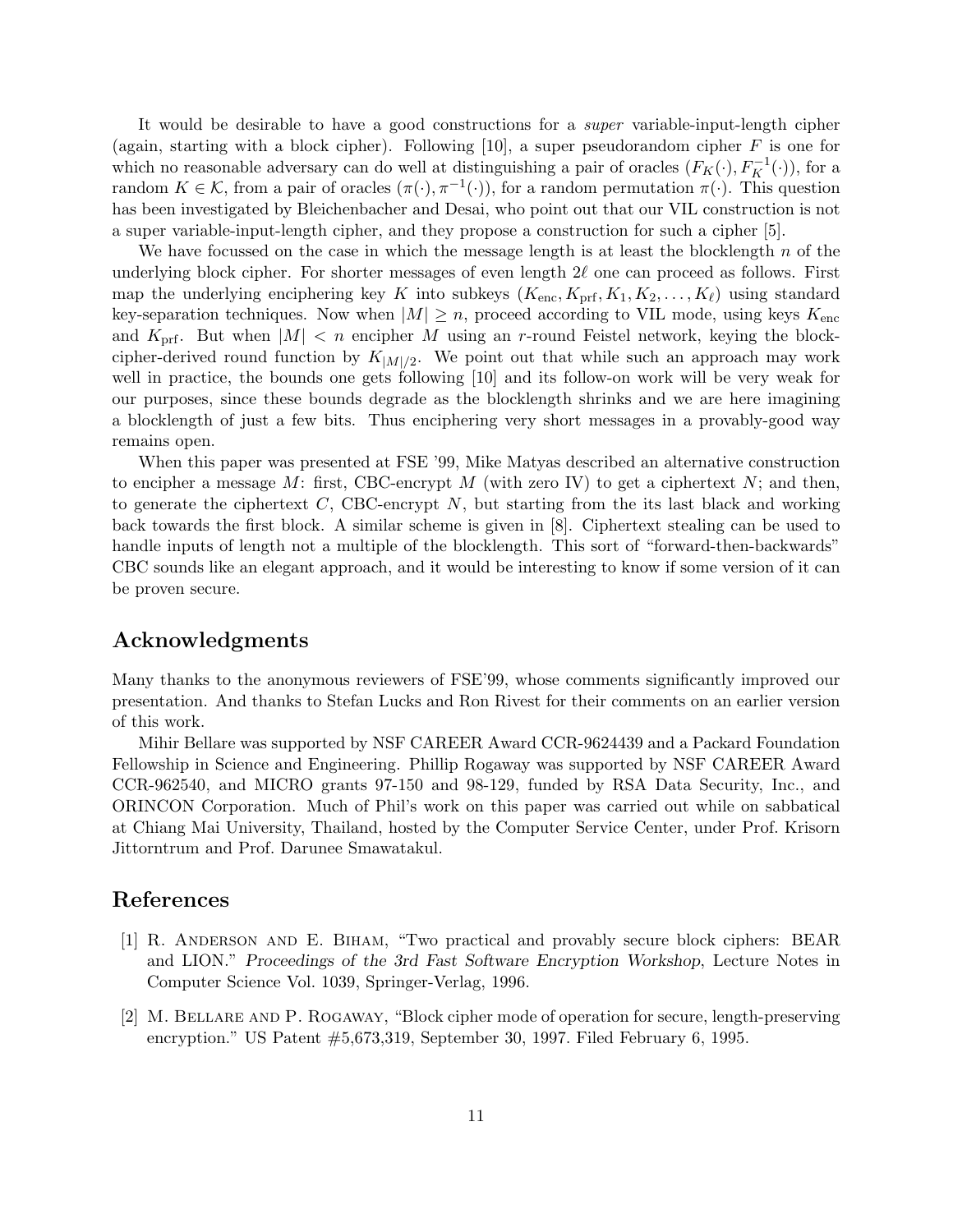It would be desirable to have a good constructions for a *super* variable-input-length cipher (again, starting with a block cipher). Following [10], a super pseudorandom cipher $F$ is one for which no reasonable adversary can do well at distinguishing a pair of oracles $(F_K(\cdot), F_K^{-1}(\cdot))$, for a random $K \in \mathcal{K}$, from a pair of oracles $(\pi(\cdot), \pi^{-1}(\cdot))$, for a random permutation $\pi(\cdot)$. This question has been investigated by Bleichenbacher and Desai, who point out that our VIL construction is not a super variable-input-length cipher, and they propose a construction for such a cipher [5].

We have focussed on the case in which the message length is at least the blocklength $n$ of the underlying block cipher. For shorter messages of even length $2\ell$ one can proceed as follows. First map the underlying enciphering key $K$ into subkeys $(K_{\text{enc}}, K_{\text{prf}}, K_1, K_2, \ldots, K_\ell)$ using standard key-separation techniques. Now when $|M| \geq n$, proceed according to VIL mode, using keys $K_{\text{enc}}$ and $K_{\text{prf}}$. But when $|M| < n$ encipher $M$ using an $r$-round Feistel network, keying the block-cipher-derived round function by $K_{|M|/2}$. We point out that while such an approach may work well in practice, the bounds one gets following [10] and its follow-on work will be very weak for our purposes, since these bounds degrade as the blocklength shrinks and we are here imagining a blocklength of just a few bits. Thus enciphering very short messages in a provably-good way remains open.

When this paper was presented at FSE '99, Mike Matyas described an alternative construction to encipher a message $M$: first, CBC-encrypt $M$ (with zero IV) to get a ciphertext $N$; and then, to generate the ciphertext $C$, CBC-encrypt $N$, but starting from the its last black and working back towards the first block. A similar scheme is given in [8]. Ciphertext stealing can be used to handle inputs of length not a multiple of the blocklength. This sort of "forward-then-backwards" CBC sounds like an elegant approach, and it would be interesting to know if some version of it can be proven secure.

## Acknowledgments

Many thanks to the anonymous reviewers of FSE'99, whose comments significantly improved our presentation. And thanks to Stefan Lucks and Ron Rivest for their comments on an earlier version of this work.

Mihir Bellare was supported by NSF CAREER Award CCR-9624439 and a Packard Foundation Fellowship in Science and Engineering. Phillip Rogaway was supported by NSF CAREER Award CCR-962540, and MICRO grants 97-150 and 98-129, funded by RSA Data Security, Inc., and ORINCON Corporation. Much of Phil's work on this paper was carried out while on sabbatical at Chiang Mai University, Thailand, hosted by the Computer Service Center, under Prof. Krisorn Jittorntrum and Prof. Darunee Smawatakul.

## References

[1] R. Anderson and E. Biham, "Two practical and provably secure block ciphers: BEAR and LION." *Proceedings of the 3rd Fast Software Encryption Workshop*, Lecture Notes in Computer Science Vol. 1039, Springer-Verlag, 1996.

[2] M. Bellare and P. Rogaway, "Block cipher mode of operation for secure, length-preserving encryption." US Patent #5,673,319, September 30, 1997. Filed February 6, 1995.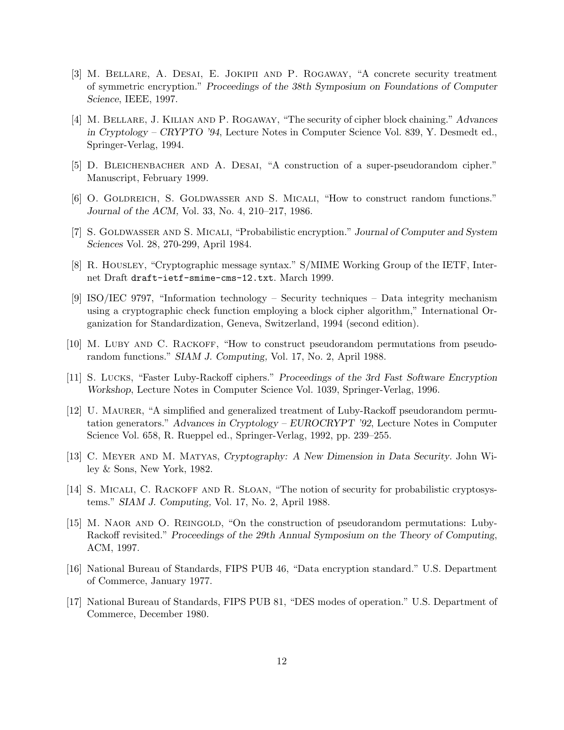[3] M. Bellare, A. Desai, E. Jokipii and P. Rogaway, "A concrete security treatment of symmetric encryption." *Proceedings of the 38th Symposium on Foundations of Computer Science*, IEEE, 1997.

[4] M. Bellare, J. Kilian and P. Rogaway, "The security of cipher block chaining." *Advances in Cryptology – CRYPTO '94*, Lecture Notes in Computer Science Vol. 839, Y. Desmedt ed., Springer-Verlag, 1994.

[5] D. Bleichenbacher and A. Desai, "A construction of a super-pseudorandom cipher." Manuscript, February 1999.

[6] O. Goldreich, S. Goldwasser and S. Micali, "How to construct random functions." *Journal of the ACM,* Vol. 33, No. 4, 210–217, 1986.

[7] S. Goldwasser and S. Micali, "Probabilistic encryption." *Journal of Computer and System Sciences* Vol. 28, 270-299, April 1984.

[8] R. Housley, "Cryptographic message syntax." S/MIME Working Group of the IETF, Internet Draft `draft-ietf-smime-cms-12.txt`. March 1999.

[9] ISO/IEC 9797, "Information technology – Security techniques – Data integrity mechanism using a cryptographic check function employing a block cipher algorithm," International Organization for Standardization, Geneva, Switzerland, 1994 (second edition).

[10] M. Luby and C. Rackoff, "How to construct pseudorandom permutations from pseudorandom functions." *SIAM J. Computing,* Vol. 17, No. 2, April 1988.

[11] S. Lucks, "Faster Luby-Rackoff ciphers." *Proceedings of the 3rd Fast Software Encryption Workshop*, Lecture Notes in Computer Science Vol. 1039, Springer-Verlag, 1996.

[12] U. Maurer, "A simplified and generalized treatment of Luby-Rackoff pseudorandom permutation generators." *Advances in Cryptology – EUROCRYPT '92*, Lecture Notes in Computer Science Vol. 658, R. Rueppel ed., Springer-Verlag, 1992, pp. 239–255.

[13] C. Meyer and M. Matyas, *Cryptography: A New Dimension in Data Security*. John Wiley & Sons, New York, 1982.

[14] S. Micali, C. Rackoff and R. Sloan, "The notion of security for probabilistic cryptosystems." *SIAM J. Computing,* Vol. 17, No. 2, April 1988.

[15] M. Naor and O. Reingold, "On the construction of pseudorandom permutations: Luby-Rackoff revisited." *Proceedings of the 29th Annual Symposium on the Theory of Computing*, ACM, 1997.

[16] National Bureau of Standards, FIPS PUB 46, "Data encryption standard." U.S. Department of Commerce, January 1977.

[17] National Bureau of Standards, FIPS PUB 81, "DES modes of operation." U.S. Department of Commerce, December 1980.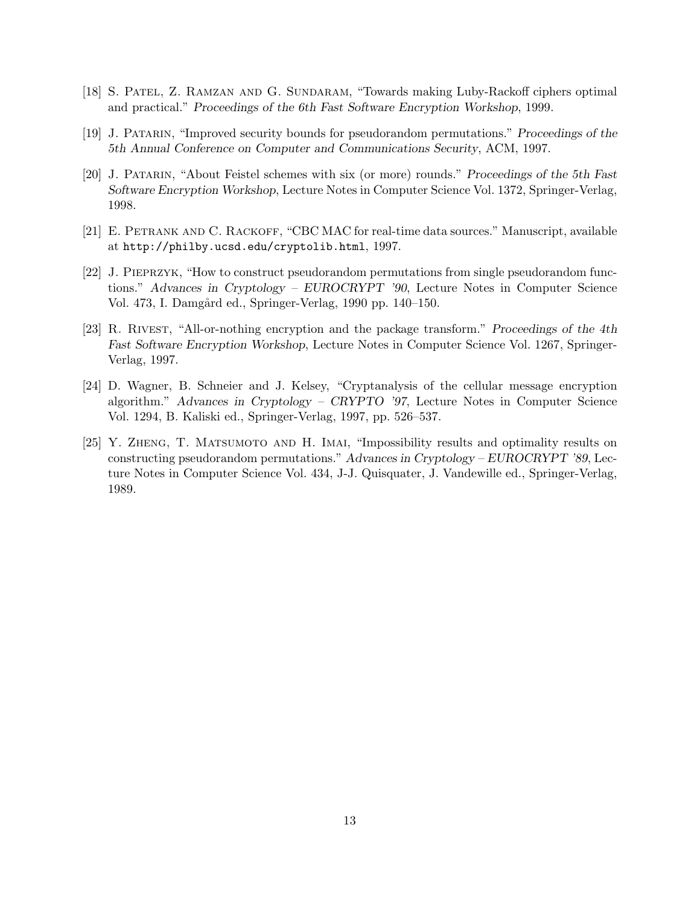[18] S. Patel, Z. Ramzan and G. Sundaram, "Towards making Luby-Rackoff ciphers optimal and practical." *Proceedings of the 6th Fast Software Encryption Workshop*, 1999.

[19] J. Patarin, "Improved security bounds for pseudorandom permutations." *Proceedings of the 5th Annual Conference on Computer and Communications Security*, ACM, 1997.

[20] J. Patarin, "About Feistel schemes with six (or more) rounds." *Proceedings of the 5th Fast Software Encryption Workshop*, Lecture Notes in Computer Science Vol. 1372, Springer-Verlag, 1998.

[21] E. Petrank and C. Rackoff, "CBC MAC for real-time data sources." Manuscript, available at `http://philby.ucsd.edu/cryptolib.html`, 1997.

[22] J. Pieprzyk, "How to construct pseudorandom permutations from single pseudorandom functions." *Advances in Cryptology – EUROCRYPT '90*, Lecture Notes in Computer Science Vol. 473, I. Damgård ed., Springer-Verlag, 1990 pp. 140–150.

[23] R. Rivest, "All-or-nothing encryption and the package transform." *Proceedings of the 4th Fast Software Encryption Workshop*, Lecture Notes in Computer Science Vol. 1267, Springer-Verlag, 1997.

[24] D. Wagner, B. Schneier and J. Kelsey, "Cryptanalysis of the cellular message encryption algorithm." *Advances in Cryptology – CRYPTO '97*, Lecture Notes in Computer Science Vol. 1294, B. Kaliski ed., Springer-Verlag, 1997, pp. 526–537.

[25] Y. Zheng, T. Matsumoto and H. Imai, "Impossibility results and optimality results on constructing pseudorandom permutations." *Advances in Cryptology – EUROCRYPT '89*, Lecture Notes in Computer Science Vol. 434, J-J. Quisquater, J. Vandewille ed., Springer-Verlag, 1989.